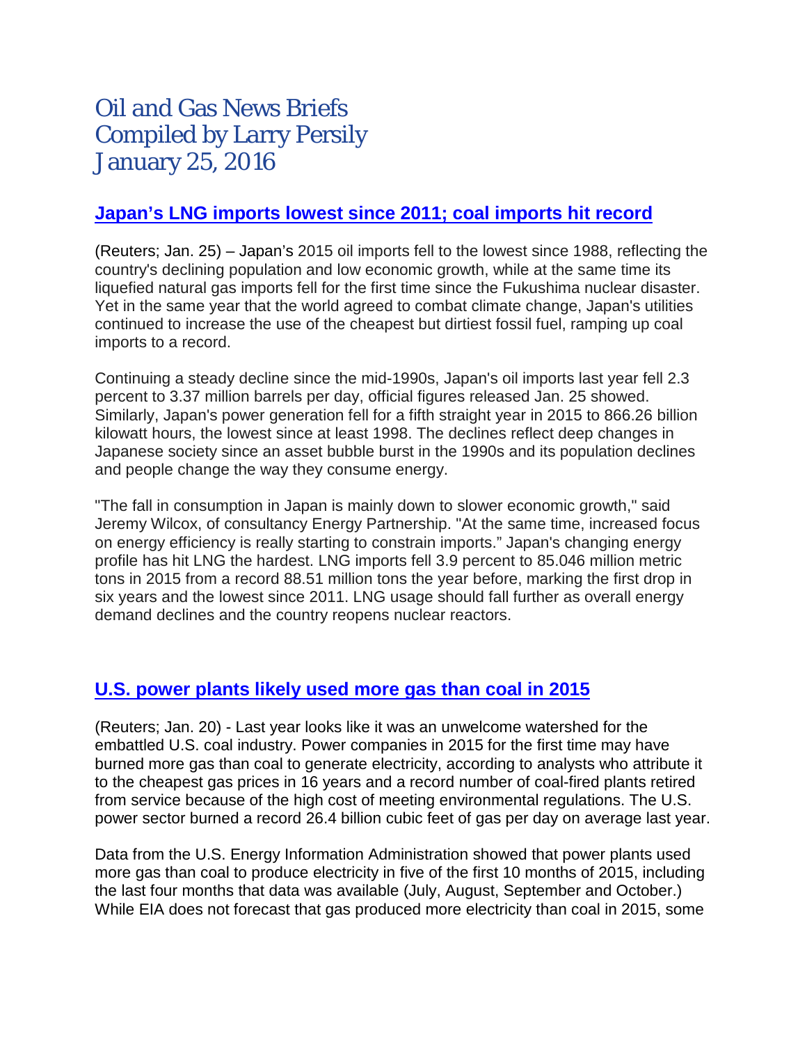# Oil and Gas News Briefs
# Compiled by Larry Persily
# January 25, 2016

## Japan's LNG imports lowest since 2011; coal imports hit record

(Reuters; Jan. 25) – Japan's 2015 oil imports fell to the lowest since 1988, reflecting the country's declining population and low economic growth, while at the same time its liquefied natural gas imports fell for the first time since the Fukushima nuclear disaster. Yet in the same year that the world agreed to combat climate change, Japan's utilities continued to increase the use of the cheapest but dirtiest fossil fuel, ramping up coal imports to a record.

Continuing a steady decline since the mid-1990s, Japan's oil imports last year fell 2.3 percent to 3.37 million barrels per day, official figures released Jan. 25 showed. Similarly, Japan's power generation fell for a fifth straight year in 2015 to 866.26 billion kilowatt hours, the lowest since at least 1998. The declines reflect deep changes in Japanese society since an asset bubble burst in the 1990s and its population declines and people change the way they consume energy.

"The fall in consumption in Japan is mainly down to slower economic growth," said Jeremy Wilcox, of consultancy Energy Partnership. "At the same time, increased focus on energy efficiency is really starting to constrain imports." Japan's changing energy profile has hit LNG the hardest. LNG imports fell 3.9 percent to 85.046 million metric tons in 2015 from a record 88.51 million tons the year before, marking the first drop in six years and the lowest since 2011. LNG usage should fall further as overall energy demand declines and the country reopens nuclear reactors.

## U.S. power plants likely used more gas than coal in 2015

(Reuters; Jan. 20) - Last year looks like it was an unwelcome watershed for the embattled U.S. coal industry. Power companies in 2015 for the first time may have burned more gas than coal to generate electricity, according to analysts who attribute it to the cheapest gas prices in 16 years and a record number of coal-fired plants retired from service because of the high cost of meeting environmental regulations. The U.S. power sector burned a record 26.4 billion cubic feet of gas per day on average last year.

Data from the U.S. Energy Information Administration showed that power plants used more gas than coal to produce electricity in five of the first 10 months of 2015, including the last four months that data was available (July, August, September and October.) While EIA does not forecast that gas produced more electricity than coal in 2015, some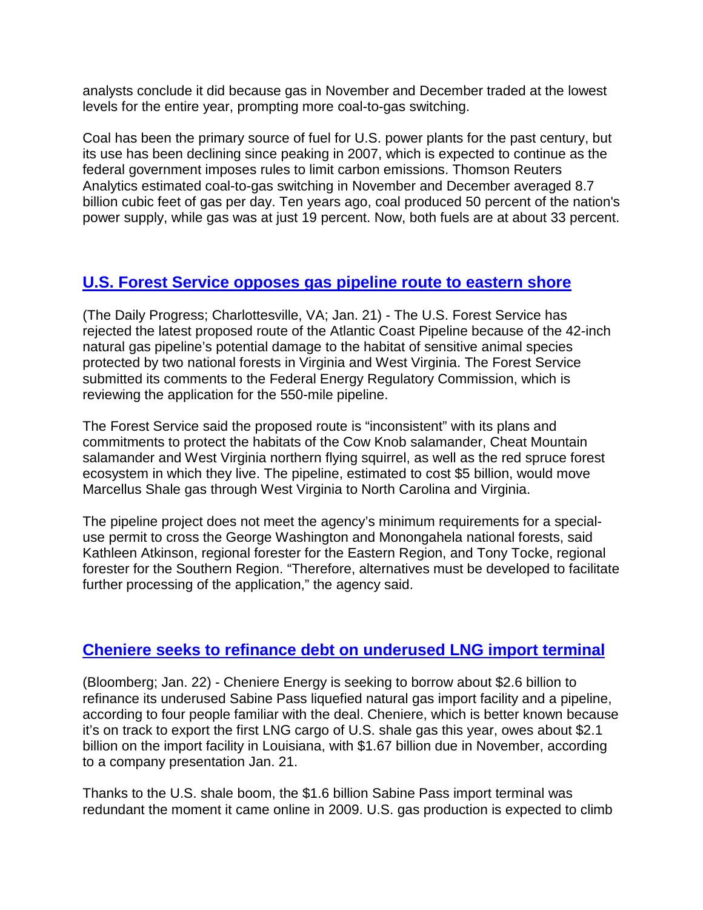analysts conclude it did because gas in November and December traded at the lowest levels for the entire year, prompting more coal-to-gas switching.

Coal has been the primary source of fuel for U.S. power plants for the past century, but its use has been declining since peaking in 2007, which is expected to continue as the federal government imposes rules to limit carbon emissions. Thomson Reuters Analytics estimated coal-to-gas switching in November and December averaged 8.7 billion cubic feet of gas per day. Ten years ago, coal produced 50 percent of the nation's power supply, while gas was at just 19 percent. Now, both fuels are at about 33 percent.

## U.S. Forest Service opposes gas pipeline route to eastern shore

(The Daily Progress; Charlottesville, VA; Jan. 21) - The U.S. Forest Service has rejected the latest proposed route of the Atlantic Coast Pipeline because of the 42-inch natural gas pipeline's potential damage to the habitat of sensitive animal species protected by two national forests in Virginia and West Virginia. The Forest Service submitted its comments to the Federal Energy Regulatory Commission, which is reviewing the application for the 550-mile pipeline.

The Forest Service said the proposed route is "inconsistent" with its plans and commitments to protect the habitats of the Cow Knob salamander, Cheat Mountain salamander and West Virginia northern flying squirrel, as well as the red spruce forest ecosystem in which they live. The pipeline, estimated to cost $5 billion, would move Marcellus Shale gas through West Virginia to North Carolina and Virginia.

The pipeline project does not meet the agency's minimum requirements for a special-use permit to cross the George Washington and Monongahela national forests, said Kathleen Atkinson, regional forester for the Eastern Region, and Tony Tocke, regional forester for the Southern Region. "Therefore, alternatives must be developed to facilitate further processing of the application," the agency said.

## Cheniere seeks to refinance debt on underused LNG import terminal

(Bloomberg; Jan. 22) - Cheniere Energy is seeking to borrow about $2.6 billion to refinance its underused Sabine Pass liquefied natural gas import facility and a pipeline, according to four people familiar with the deal. Cheniere, which is better known because it's on track to export the first LNG cargo of U.S. shale gas this year, owes about $2.1 billion on the import facility in Louisiana, with $1.67 billion due in November, according to a company presentation Jan. 21.

Thanks to the U.S. shale boom, the $1.6 billion Sabine Pass import terminal was redundant the moment it came online in 2009. U.S. gas production is expected to climb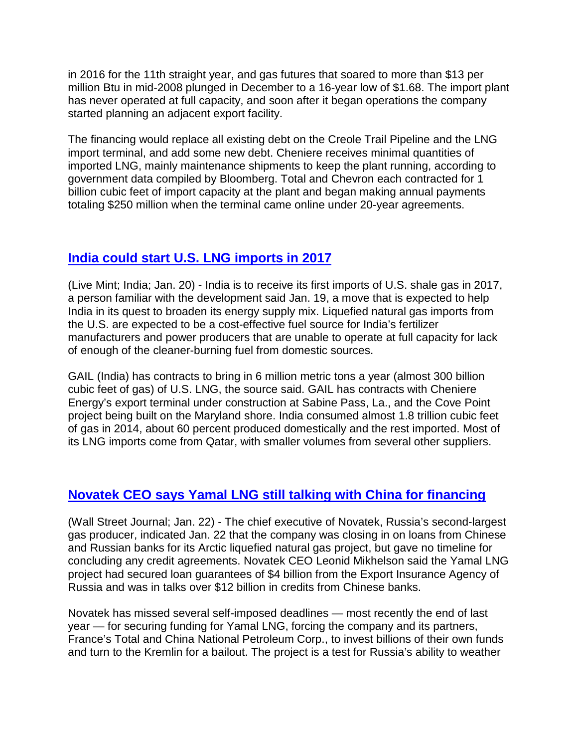in 2016 for the 11th straight year, and gas futures that soared to more than $13 per million Btu in mid-2008 plunged in December to a 16-year low of $1.68. The import plant has never operated at full capacity, and soon after it began operations the company started planning an adjacent export facility.

The financing would replace all existing debt on the Creole Trail Pipeline and the LNG import terminal, and add some new debt. Cheniere receives minimal quantities of imported LNG, mainly maintenance shipments to keep the plant running, according to government data compiled by Bloomberg. Total and Chevron each contracted for 1 billion cubic feet of import capacity at the plant and began making annual payments totaling $250 million when the terminal came online under 20-year agreements.

## India could start U.S. LNG imports in 2017

(Live Mint; India; Jan. 20) - India is to receive its first imports of U.S. shale gas in 2017, a person familiar with the development said Jan. 19, a move that is expected to help India in its quest to broaden its energy supply mix. Liquefied natural gas imports from the U.S. are expected to be a cost-effective fuel source for India's fertilizer manufacturers and power producers that are unable to operate at full capacity for lack of enough of the cleaner-burning fuel from domestic sources.

GAIL (India) has contracts to bring in 6 million metric tons a year (almost 300 billion cubic feet of gas) of U.S. LNG, the source said. GAIL has contracts with Cheniere Energy's export terminal under construction at Sabine Pass, La., and the Cove Point project being built on the Maryland shore. India consumed almost 1.8 trillion cubic feet of gas in 2014, about 60 percent produced domestically and the rest imported. Most of its LNG imports come from Qatar, with smaller volumes from several other suppliers.

## Novatek CEO says Yamal LNG still talking with China for financing

(Wall Street Journal; Jan. 22) - The chief executive of Novatek, Russia's second-largest gas producer, indicated Jan. 22 that the company was closing in on loans from Chinese and Russian banks for its Arctic liquefied natural gas project, but gave no timeline for concluding any credit agreements. Novatek CEO Leonid Mikhelson said the Yamal LNG project had secured loan guarantees of $4 billion from the Export Insurance Agency of Russia and was in talks over $12 billion in credits from Chinese banks.

Novatek has missed several self-imposed deadlines — most recently the end of last year — for securing funding for Yamal LNG, forcing the company and its partners, France's Total and China National Petroleum Corp., to invest billions of their own funds and turn to the Kremlin for a bailout. The project is a test for Russia's ability to weather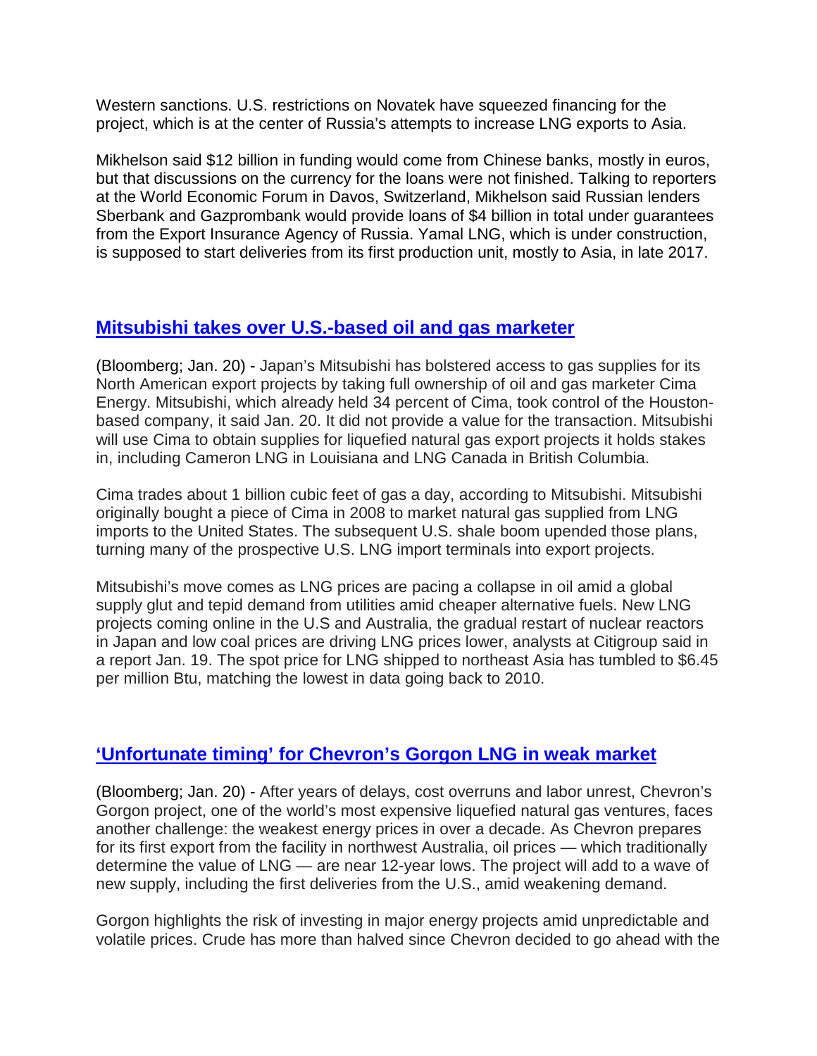Western sanctions. U.S. restrictions on Novatek have squeezed financing for the project, which is at the center of Russia's attempts to increase LNG exports to Asia.

Mikhelson said $12 billion in funding would come from Chinese banks, mostly in euros, but that discussions on the currency for the loans were not finished. Talking to reporters at the World Economic Forum in Davos, Switzerland, Mikhelson said Russian lenders Sberbank and Gazprombank would provide loans of $4 billion in total under guarantees from the Export Insurance Agency of Russia. Yamal LNG, which is under construction, is supposed to start deliveries from its first production unit, mostly to Asia, in late 2017.

## Mitsubishi takes over U.S.-based oil and gas marketer

(Bloomberg; Jan. 20) - Japan's Mitsubishi has bolstered access to gas supplies for its North American export projects by taking full ownership of oil and gas marketer Cima Energy. Mitsubishi, which already held 34 percent of Cima, took control of the Houston-based company, it said Jan. 20. It did not provide a value for the transaction. Mitsubishi will use Cima to obtain supplies for liquefied natural gas export projects it holds stakes in, including Cameron LNG in Louisiana and LNG Canada in British Columbia.

Cima trades about 1 billion cubic feet of gas a day, according to Mitsubishi. Mitsubishi originally bought a piece of Cima in 2008 to market natural gas supplied from LNG imports to the United States. The subsequent U.S. shale boom upended those plans, turning many of the prospective U.S. LNG import terminals into export projects.

Mitsubishi's move comes as LNG prices are pacing a collapse in oil amid a global supply glut and tepid demand from utilities amid cheaper alternative fuels. New LNG projects coming online in the U.S and Australia, the gradual restart of nuclear reactors in Japan and low coal prices are driving LNG prices lower, analysts at Citigroup said in a report Jan. 19. The spot price for LNG shipped to northeast Asia has tumbled to $6.45 per million Btu, matching the lowest in data going back to 2010.

## 'Unfortunate timing' for Chevron's Gorgon LNG in weak market

(Bloomberg; Jan. 20) - After years of delays, cost overruns and labor unrest, Chevron's Gorgon project, one of the world's most expensive liquefied natural gas ventures, faces another challenge: the weakest energy prices in over a decade. As Chevron prepares for its first export from the facility in northwest Australia, oil prices — which traditionally determine the value of LNG — are near 12-year lows. The project will add to a wave of new supply, including the first deliveries from the U.S., amid weakening demand.

Gorgon highlights the risk of investing in major energy projects amid unpredictable and volatile prices. Crude has more than halved since Chevron decided to go ahead with the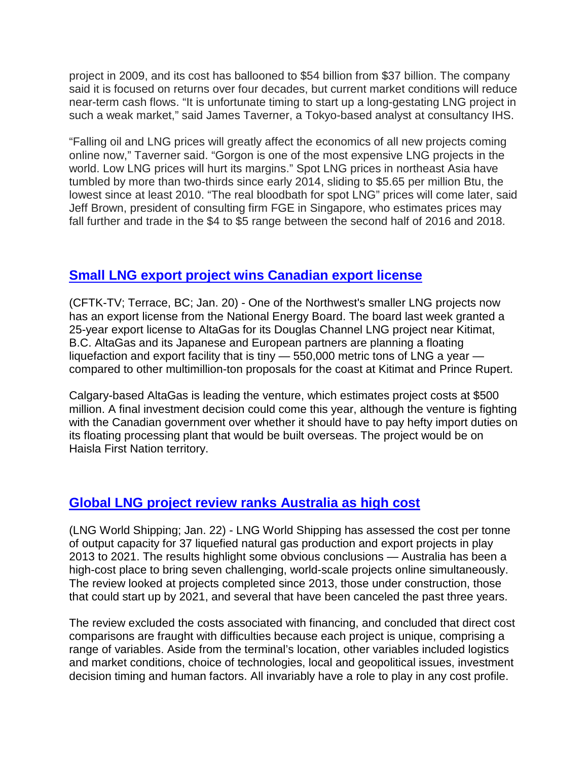project in 2009, and its cost has ballooned to $54 billion from $37 billion. The company said it is focused on returns over four decades, but current market conditions will reduce near-term cash flows. “It is unfortunate timing to start up a long-gestating LNG project in such a weak market,” said James Taverner, a Tokyo-based analyst at consultancy IHS.

“Falling oil and LNG prices will greatly affect the economics of all new projects coming online now,” Taverner said. “Gorgon is one of the most expensive LNG projects in the world. Low LNG prices will hurt its margins.” Spot LNG prices in northeast Asia have tumbled by more than two-thirds since early 2014, sliding to $5.65 per million Btu, the lowest since at least 2010. “The real bloodbath for spot LNG” prices will come later, said Jeff Brown, president of consulting firm FGE in Singapore, who estimates prices may fall further and trade in the $4 to $5 range between the second half of 2016 and 2018.

## Small LNG export project wins Canadian export license

(CFTK-TV; Terrace, BC; Jan. 20) - One of the Northwest's smaller LNG projects now has an export license from the National Energy Board. The board last week granted a 25-year export license to AltaGas for its Douglas Channel LNG project near Kitimat, B.C. AltaGas and its Japanese and European partners are planning a floating liquefaction and export facility that is tiny — 550,000 metric tons of LNG a year — compared to other multimillion-ton proposals for the coast at Kitimat and Prince Rupert.

Calgary-based AltaGas is leading the venture, which estimates project costs at $500 million. A final investment decision could come this year, although the venture is fighting with the Canadian government over whether it should have to pay hefty import duties on its floating processing plant that would be built overseas. The project would be on Haisla First Nation territory.

## Global LNG project review ranks Australia as high cost

(LNG World Shipping; Jan. 22) - LNG World Shipping has assessed the cost per tonne of output capacity for 37 liquefied natural gas production and export projects in play 2013 to 2021. The results highlight some obvious conclusions — Australia has been a high-cost place to bring seven challenging, world-scale projects online simultaneously. The review looked at projects completed since 2013, those under construction, those that could start up by 2021, and several that have been canceled the past three years.

The review excluded the costs associated with financing, and concluded that direct cost comparisons are fraught with difficulties because each project is unique, comprising a range of variables. Aside from the terminal’s location, other variables included logistics and market conditions, choice of technologies, local and geopolitical issues, investment decision timing and human factors. All invariably have a role to play in any cost profile.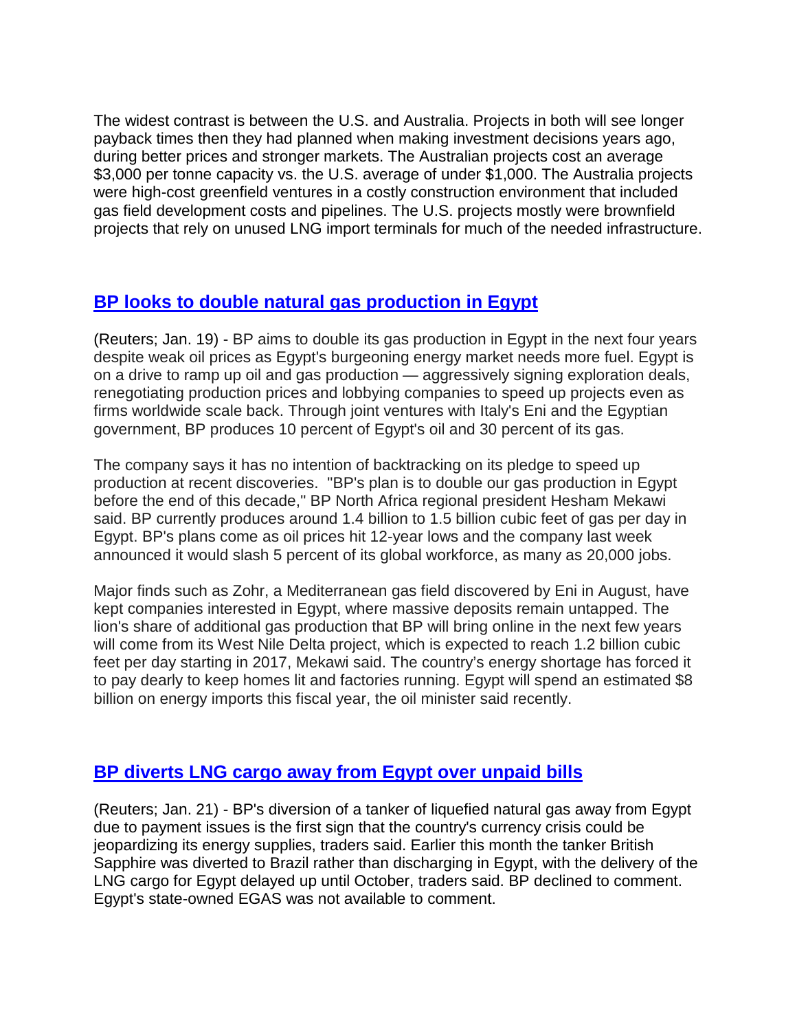The widest contrast is between the U.S. and Australia. Projects in both will see longer payback times then they had planned when making investment decisions years ago, during better prices and stronger markets. The Australian projects cost an average $3,000 per tonne capacity vs. the U.S. average of under $1,000. The Australia projects were high-cost greenfield ventures in a costly construction environment that included gas field development costs and pipelines. The U.S. projects mostly were brownfield projects that rely on unused LNG import terminals for much of the needed infrastructure.

## BP looks to double natural gas production in Egypt

(Reuters; Jan. 19) - BP aims to double its gas production in Egypt in the next four years despite weak oil prices as Egypt's burgeoning energy market needs more fuel. Egypt is on a drive to ramp up oil and gas production — aggressively signing exploration deals, renegotiating production prices and lobbying companies to speed up projects even as firms worldwide scale back. Through joint ventures with Italy's Eni and the Egyptian government, BP produces 10 percent of Egypt's oil and 30 percent of its gas.

The company says it has no intention of backtracking on its pledge to speed up production at recent discoveries. "BP's plan is to double our gas production in Egypt before the end of this decade," BP North Africa regional president Hesham Mekawi said. BP currently produces around 1.4 billion to 1.5 billion cubic feet of gas per day in Egypt. BP's plans come as oil prices hit 12-year lows and the company last week announced it would slash 5 percent of its global workforce, as many as 20,000 jobs.

Major finds such as Zohr, a Mediterranean gas field discovered by Eni in August, have kept companies interested in Egypt, where massive deposits remain untapped. The lion's share of additional gas production that BP will bring online in the next few years will come from its West Nile Delta project, which is expected to reach 1.2 billion cubic feet per day starting in 2017, Mekawi said. The country's energy shortage has forced it to pay dearly to keep homes lit and factories running. Egypt will spend an estimated $8 billion on energy imports this fiscal year, the oil minister said recently.

## BP diverts LNG cargo away from Egypt over unpaid bills

(Reuters; Jan. 21) - BP's diversion of a tanker of liquefied natural gas away from Egypt due to payment issues is the first sign that the country's currency crisis could be jeopardizing its energy supplies, traders said. Earlier this month the tanker British Sapphire was diverted to Brazil rather than discharging in Egypt, with the delivery of the LNG cargo for Egypt delayed up until October, traders said. BP declined to comment. Egypt's state-owned EGAS was not available to comment.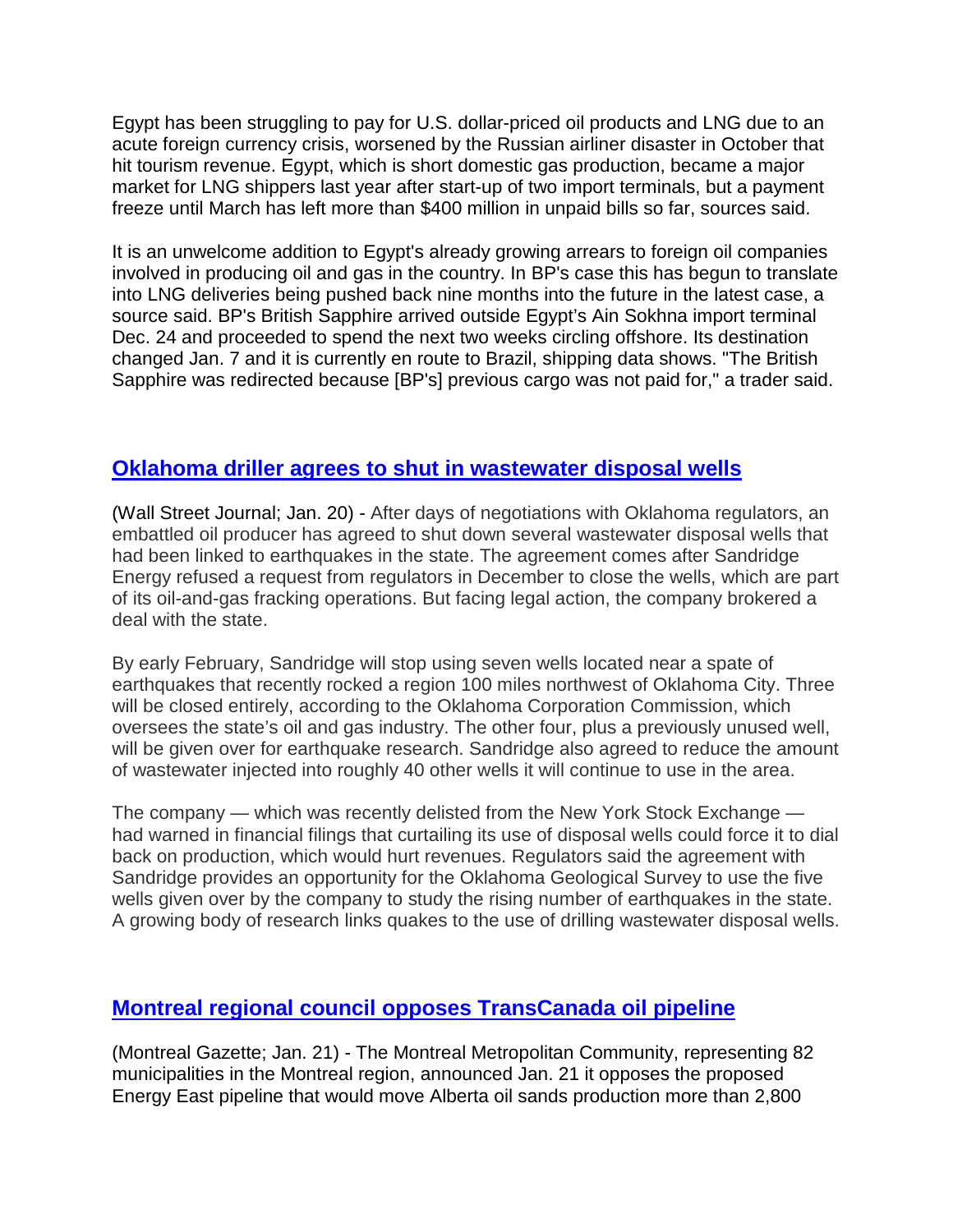Egypt has been struggling to pay for U.S. dollar-priced oil products and LNG due to an acute foreign currency crisis, worsened by the Russian airliner disaster in October that hit tourism revenue. Egypt, which is short domestic gas production, became a major market for LNG shippers last year after start-up of two import terminals, but a payment freeze until March has left more than $400 million in unpaid bills so far, sources said.

It is an unwelcome addition to Egypt's already growing arrears to foreign oil companies involved in producing oil and gas in the country. In BP's case this has begun to translate into LNG deliveries being pushed back nine months into the future in the latest case, a source said. BP's British Sapphire arrived outside Egypt's Ain Sokhna import terminal Dec. 24 and proceeded to spend the next two weeks circling offshore. Its destination changed Jan. 7 and it is currently en route to Brazil, shipping data shows. "The British Sapphire was redirected because [BP's] previous cargo was not paid for," a trader said.

## Oklahoma driller agrees to shut in wastewater disposal wells

(Wall Street Journal; Jan. 20) - After days of negotiations with Oklahoma regulators, an embattled oil producer has agreed to shut down several wastewater disposal wells that had been linked to earthquakes in the state. The agreement comes after Sandridge Energy refused a request from regulators in December to close the wells, which are part of its oil-and-gas fracking operations. But facing legal action, the company brokered a deal with the state.

By early February, Sandridge will stop using seven wells located near a spate of earthquakes that recently rocked a region 100 miles northwest of Oklahoma City. Three will be closed entirely, according to the Oklahoma Corporation Commission, which oversees the state's oil and gas industry. The other four, plus a previously unused well, will be given over for earthquake research. Sandridge also agreed to reduce the amount of wastewater injected into roughly 40 other wells it will continue to use in the area.

The company — which was recently delisted from the New York Stock Exchange — had warned in financial filings that curtailing its use of disposal wells could force it to dial back on production, which would hurt revenues. Regulators said the agreement with Sandridge provides an opportunity for the Oklahoma Geological Survey to use the five wells given over by the company to study the rising number of earthquakes in the state. A growing body of research links quakes to the use of drilling wastewater disposal wells.

## Montreal regional council opposes TransCanada oil pipeline

(Montreal Gazette; Jan. 21) - The Montreal Metropolitan Community, representing 82 municipalities in the Montreal region, announced Jan. 21 it opposes the proposed Energy East pipeline that would move Alberta oil sands production more than 2,800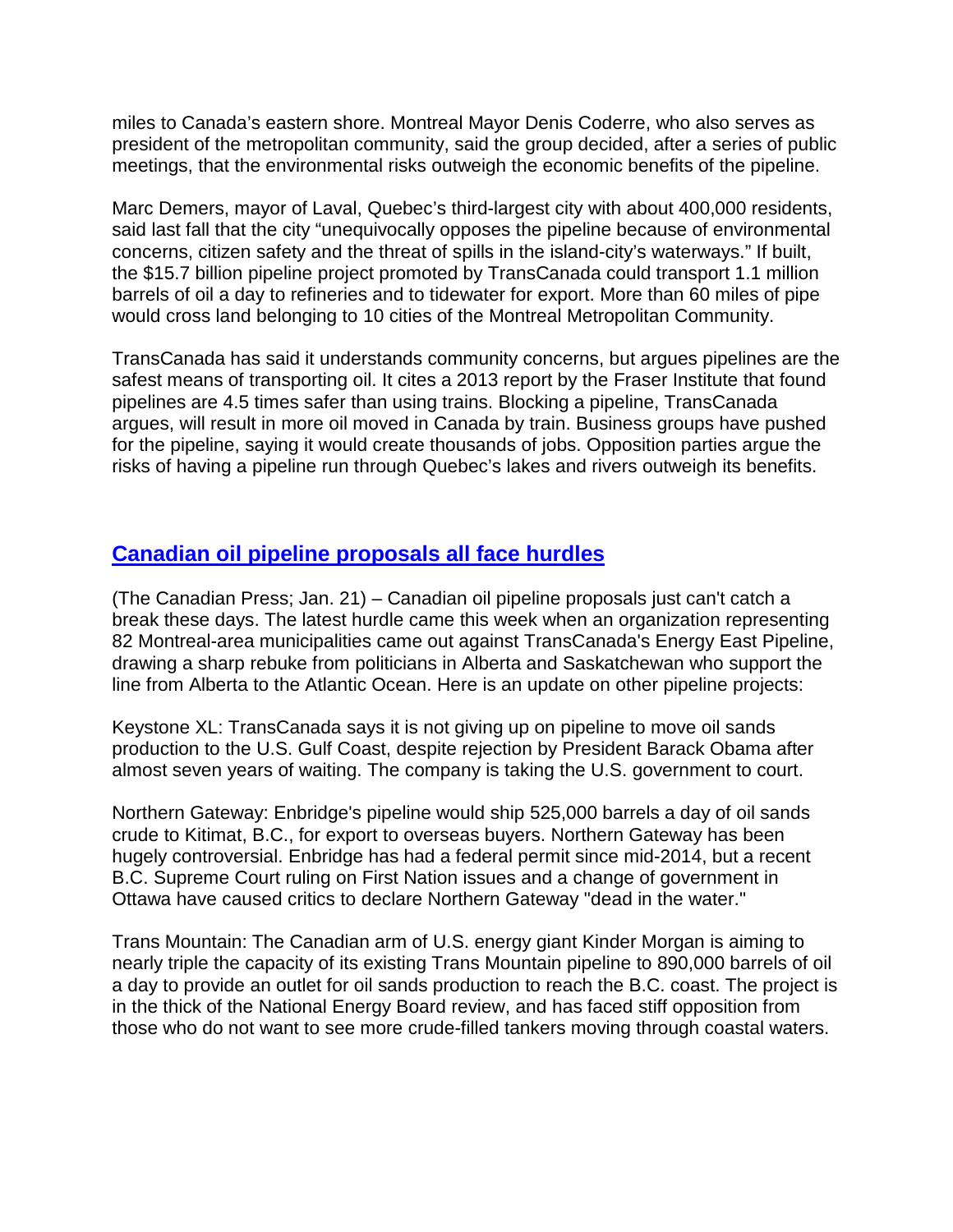miles to Canada's eastern shore. Montreal Mayor Denis Coderre, who also serves as president of the metropolitan community, said the group decided, after a series of public meetings, that the environmental risks outweigh the economic benefits of the pipeline.

Marc Demers, mayor of Laval, Quebec's third-largest city with about 400,000 residents, said last fall that the city "unequivocally opposes the pipeline because of environmental concerns, citizen safety and the threat of spills in the island-city's waterways." If built, the $15.7 billion pipeline project promoted by TransCanada could transport 1.1 million barrels of oil a day to refineries and to tidewater for export. More than 60 miles of pipe would cross land belonging to 10 cities of the Montreal Metropolitan Community.

TransCanada has said it understands community concerns, but argues pipelines are the safest means of transporting oil. It cites a 2013 report by the Fraser Institute that found pipelines are 4.5 times safer than using trains. Blocking a pipeline, TransCanada argues, will result in more oil moved in Canada by train. Business groups have pushed for the pipeline, saying it would create thousands of jobs. Opposition parties argue the risks of having a pipeline run through Quebec's lakes and rivers outweigh its benefits.

## Canadian oil pipeline proposals all face hurdles

(The Canadian Press; Jan. 21) – Canadian oil pipeline proposals just can't catch a break these days. The latest hurdle came this week when an organization representing 82 Montreal-area municipalities came out against TransCanada's Energy East Pipeline, drawing a sharp rebuke from politicians in Alberta and Saskatchewan who support the line from Alberta to the Atlantic Ocean. Here is an update on other pipeline projects:

Keystone XL: TransCanada says it is not giving up on pipeline to move oil sands production to the U.S. Gulf Coast, despite rejection by President Barack Obama after almost seven years of waiting. The company is taking the U.S. government to court.

Northern Gateway: Enbridge's pipeline would ship 525,000 barrels a day of oil sands crude to Kitimat, B.C., for export to overseas buyers. Northern Gateway has been hugely controversial. Enbridge has had a federal permit since mid-2014, but a recent B.C. Supreme Court ruling on First Nation issues and a change of government in Ottawa have caused critics to declare Northern Gateway "dead in the water."

Trans Mountain: The Canadian arm of U.S. energy giant Kinder Morgan is aiming to nearly triple the capacity of its existing Trans Mountain pipeline to 890,000 barrels of oil a day to provide an outlet for oil sands production to reach the B.C. coast. The project is in the thick of the National Energy Board review, and has faced stiff opposition from those who do not want to see more crude-filled tankers moving through coastal waters.